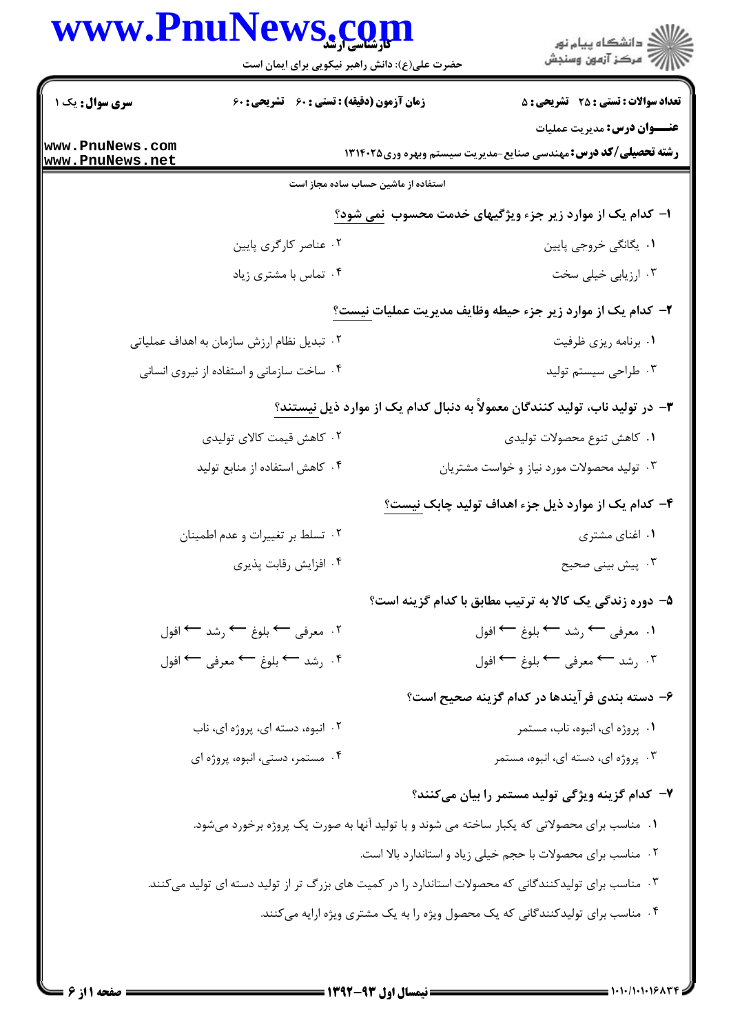کارشناسی ارشد

حضرت علی(ع): دانش راهبر نیکویی برای ایمان است

**سری سوال:** یک ۱

**زمان آزمون (دقیقه) : تستی : ۶۰  تشریحی : ۰**

**تعداد سوالات : تستی : ۲۵  تشریحی : ۵**

**عنـــوان درس:** مدیریت عملیات

**رشته تحصیلی/کد درس:** مهندسی صنایع-مدیریت سیستم وبهره وری۱۳۱۴۰۲۵

استفاده از ماشین حساب ساده مجاز است

**۱- کدام یک از موارد زیر جزء ویژگیهای خدمت محسوب نمی شود؟**

۱. یگانگی خروجی پایین

۲. عناصر کارگری پایین

۳. ارزیابی خیلی سخت

۴. تماس با مشتری زیاد

**۲- کدام یک از موارد زیر جزء حیطه وظایف مدیریت عملیات نیست؟**

۱. برنامه ریزی ظرفیت

۲. تبدیل نظام ارزش سازمان به اهداف عملیاتی

۳. طراحی سیستم تولید

۴. ساخت سازمانی و استفاده از نیروی انسانی

**۳- در تولید ناب، تولید کنندگان معمولاً به دنبال کدام یک از موارد ذیل نیستند؟**

۱. کاهش تنوع محصولات تولیدی

۲. کاهش قیمت کالای تولیدی

۳. تولید محصولات مورد نیاز و خواست مشتریان

۴. کاهش استفاده از منابع تولید

**۴- کدام یک از موارد ذیل جزء اهداف تولید چابک نیست؟**

۱. اغنای مشتری

۲. تسلط بر تغییرات و عدم اطمینان

۳. پیش بینی صحیح

۴. افزایش رقابت پذیری

**۵- دوره زندگی یک کالا به ترتیب مطابق با کدام گزینه است؟**

۱. معرفی ← رشد ← بلوغ ← افول

۲. معرفی ← بلوغ ← رشد ← افول

۳. رشد ← معرفی ← بلوغ ← افول

۴. رشد ← بلوغ ← معرفی ← افول

**۶- دسته بندی فرآیندها در کدام گزینه صحیح است؟**

۱. پروژه ای، انبوه، ناب، مستمر

۲. انبوه، دسته ای، پروژه ای، ناب

۳. پروژه ای، دسته ای، انبوه، مستمر

۴. مستمر، دستی، انبوه، پروژه ای

**۷- کدام گزینه ویژگی تولید مستمر را بیان می‌کنند؟**

۱. مناسب برای محصولاتی که یکبار ساخته می شوند و با تولید آنها به صورت یک پروژه برخورد می‌شود.

۲. مناسب برای محصولات با حجم خیلی زیاد و استاندارد بالا است.

۳. مناسب برای تولیدکنندگانی که محصولات استاندارد را در کمیت های بزرگ تر از تولید دسته ای تولید می‌کنند.

۴. مناسب برای تولیدکنندگانی که یک محصول ویژه را به یک مشتری ویژه ارایه می‌کنند.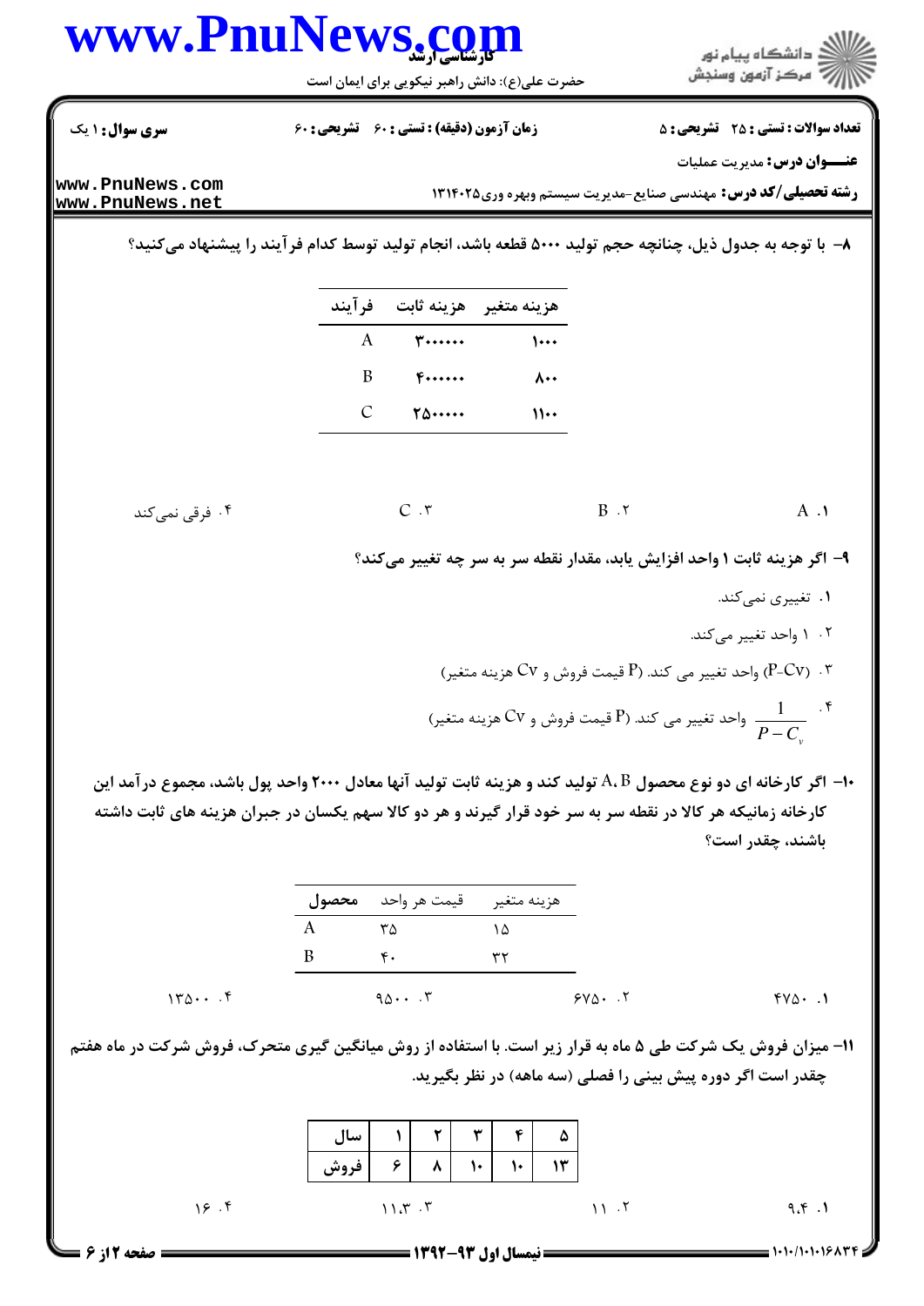کارشناسی ارشد

حضرت علی(ع): دانش راهبر نیکویی برای ایمان است

**سری سوال:** ۱ یک | **زمان آزمون (دقیقه) : تستی :** ۶۰ **تشریحی :** ۶۰ | **تعداد سوالات : تستی :** ۲۵ **تشریحی :** ۵

**عنـــوان درس:** مدیریت عملیات

**رشته تحصیلی/کد درس:** مهندسی صنایع-مدیریت سیستم وبهره وری۱۳۱۴۰۲۵

**۸-** با توجه به جدول ذیل، چنانچه حجم تولید ۵۰۰۰ قطعه باشد، انجام تولید توسط کدام فرآیند را پیشنهاد می‌کنید؟

| فرآیند | هزینه ثابت | هزینه متغیر |
|---|---|---|
| A | ۳۰۰۰۰۰۰ | ۱۰۰۰ |
| B | ۴۰۰۰۰۰۰ | ۸۰۰ |
| C | ۲۵۰۰۰۰۰ | ۱۱۰۰ |

۱. A  ۲. B  ۳. C  ۴. فرقی نمی‌کند

**۹-** اگر هزینه ثابت ۱ واحد افزایش یابد، مقدار نقطه سر به سر چه تغییر می‌کند؟

۱. تغییری نمی‌کند.

۲. ۱ واحد تغییر می‌کند.

۳. $(P-C_v)$ واحد تغییر می کند. (P قیمت فروش و $C_v$ هزینه متغیر)

۴. $\frac{1}{P-C_v}$ واحد تغییر می کند. (P قیمت فروش و $C_v$ هزینه متغیر)

**۱۰-** اگر کارخانه ای دو نوع محصول A، B تولید کند و هزینه ثابت تولید آنها معادل ۲۰۰۰ واحد پول باشد، مجموع درآمد این کارخانه زمانیکه هر کالا در نقطه سر به سر خود قرار گیرند و هر دو کالا سهم یکسان در جبران هزینه های ثابت داشته باشند، چقدر است؟

| محصول | قیمت هر واحد | هزینه متغیر |
|---|---|---|
| A | ۳۵ | ۱۵ |
| B | ۴۰ | ۳۲ |

۱. ۴۷۵۰  ۲. ۶۷۵۰  ۳. ۹۵۰۰  ۴. ۱۳۵۰۰

**۱۱-** میزان فروش یک شرکت طی ۵ ماه به قرار زیر است. با استفاده از روش میانگین گیری متحرک، فروش شرکت در ماه هفتم چقدر است اگر دوره پیش بینی را فصلی (سه ماهه) در نظر بگیرید.

| سال | ۱ | ۲ | ۳ | ۴ | ۵ |
|---|---|---|---|---|---|
| فروش | ۶ | ۸ | ۱۰ | ۱۰ | ۱۳ |

۱. ۹.۴  ۲. ۱۱  ۳. ۱۱.۳  ۴. ۱۶

نیمسال اول ۹۳-۱۳۹۲

۱۰۱۰/۱۰۱۰۱۶۸۳۴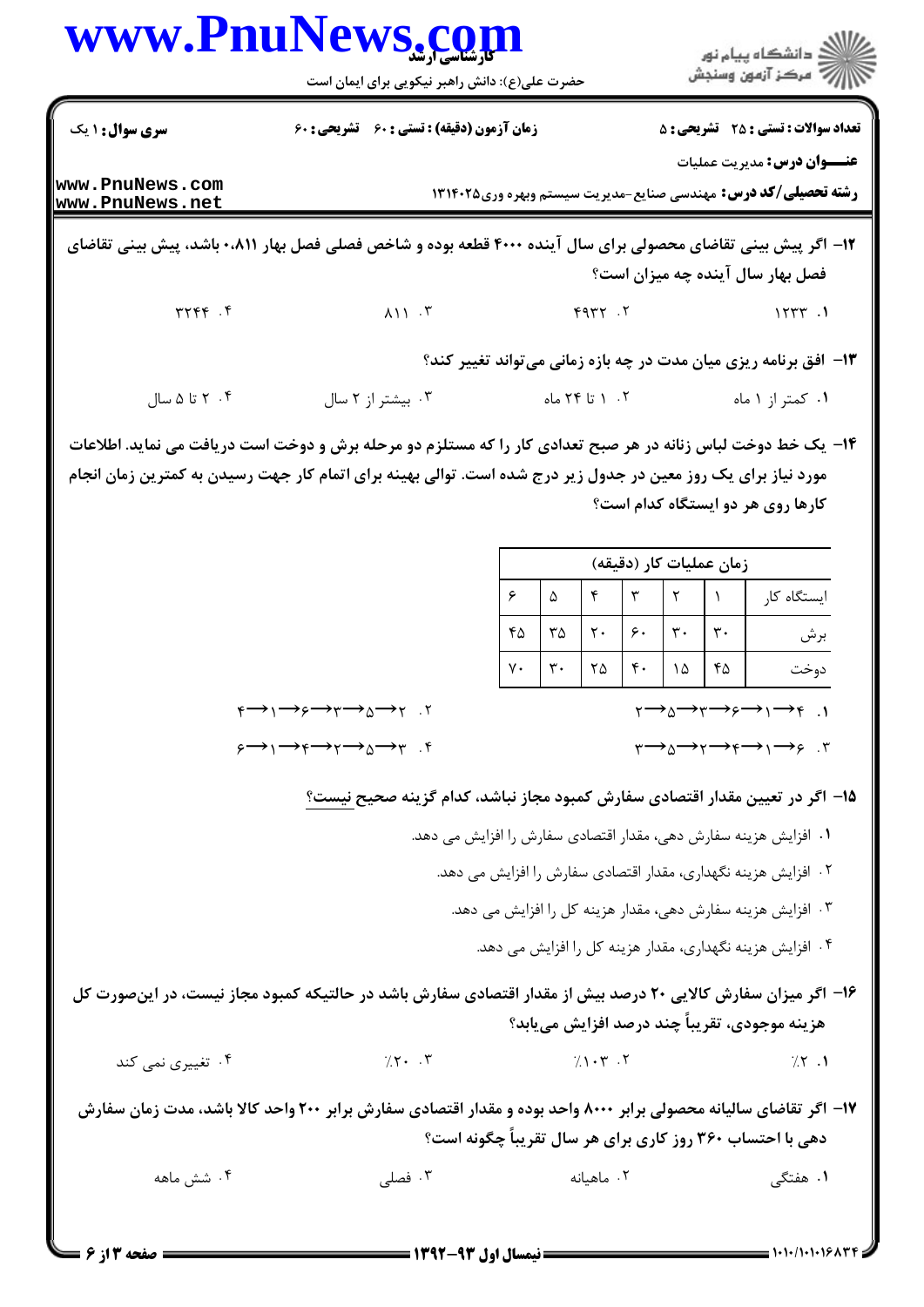**سری سؤال:** ۱ یک | **زمان آزمون (دقیقه):** تستی: ۶۰ تشریحی: ۶۰ | **تعداد سوالات:** تستی: ۲۵ تشریحی: ۵

**عنـــوان درس:** مدیریت عملیات

**رشته تحصیلی/کد درس:** مهندسی صنایع-مدیریت سیستم وبهره وری۱۳۱۴۰۲۵

۱۲- اگر پیش بینی تقاضای محصولی برای سال آینده ۴۰۰۰ قطعه بوده و شاخص فصلی فصل بهار ۰،۸۱۱ باشد، پیش بینی تقاضای فصل بهار سال آینده چه میزان است؟

۱. ۱۲۳۳ ۲. ۴۹۳۲ ۳. ۸۱۱ ۴. ۳۲۴۴

۱۳- افق برنامه ریزی میان مدت در چه بازه زمانی می‌تواند تغییر کند؟

۱. کمتر از ۱ ماه ۲. ۱ تا ۲۴ ماه ۳. بیشتر از ۲ سال ۴. ۲ تا ۵ سال

۱۴- یک خط دوخت لباس زنانه در هر صبح تعدادی کار را که مستلزم دو مرحله برش و دوخت است دریافت می نماید. اطلاعات مورد نیاز برای یک روز معین در جدول زیر درج شده است. توالی بهینه برای اتمام کار جهت رسیدن به کمترین زمان انجام کارها روی هر دو ایستگاه کدام است؟

| ایستگاه کار | ۱ | ۲ | ۳ | ۴ | ۵ | ۶ |
|---|---|---|---|---|---|---|
| برش | ۳۰ | ۳۰ | ۶۰ | ۲۰ | ۳۵ | ۴۵ |
| دوخت | ۴۵ | ۱۵ | ۴۰ | ۲۵ | ۳۰ | ۷۰ |

(زمان عملیات کار (دقیقه))

۱. ۴ ← ۱ ← ۶ ← ۳ ← ۵ ← ۲

۲. ۲ ← ۵ ← ۳ ← ۶ ← ۱ ← ۴

۳. ۶ ← ۱ ← ۴ ← ۲ ← ۵ ← ۳

۴. ۳ ← ۵ ← ۲ ← ۴ ← ۱ ← ۶

۱۵- اگر در تعیین مقدار اقتصادی سفارش کمبود مجاز نباشد، کدام گزینه صحیح نیست؟

۱. افزایش هزینه سفارش دهی، مقدار اقتصادی سفارش را افزایش می دهد.

۲. افزایش هزینه نگهداری، مقدار اقتصادی سفارش را افزایش می دهد.

۳. افزایش هزینه سفارش دهی، مقدار هزینه کل را افزایش می دهد.

۴. افزایش هزینه نگهداری، مقدار هزینه کل را افزایش می دهد.

۱۶- اگر میزان سفارش کالایی ۲۰ درصد بیش از مقدار اقتصادی سفارش باشد در حالتیکه کمبود مجاز نیست، در این‌صورت کل هزینه موجودی، تقریباً چند درصد افزایش می‌یابد؟

۱. ٪۲ ۲. ٪۱۰۳ ۳. ٪۲۰ ۴. تغییری نمی کند

۱۷- اگر تقاضای سالیانه محصولی برابر ۸۰۰۰ واحد بوده و مقدار اقتصادی سفارش برابر ۲۰۰ واحد کالا باشد، مدت زمان سفارش دهی با احتساب ۳۶۰ روز کاری برای هر سال تقریباً چگونه است؟

۱. هفتگی ۲. ماهیانه ۳. فصلی ۴. شش ماهه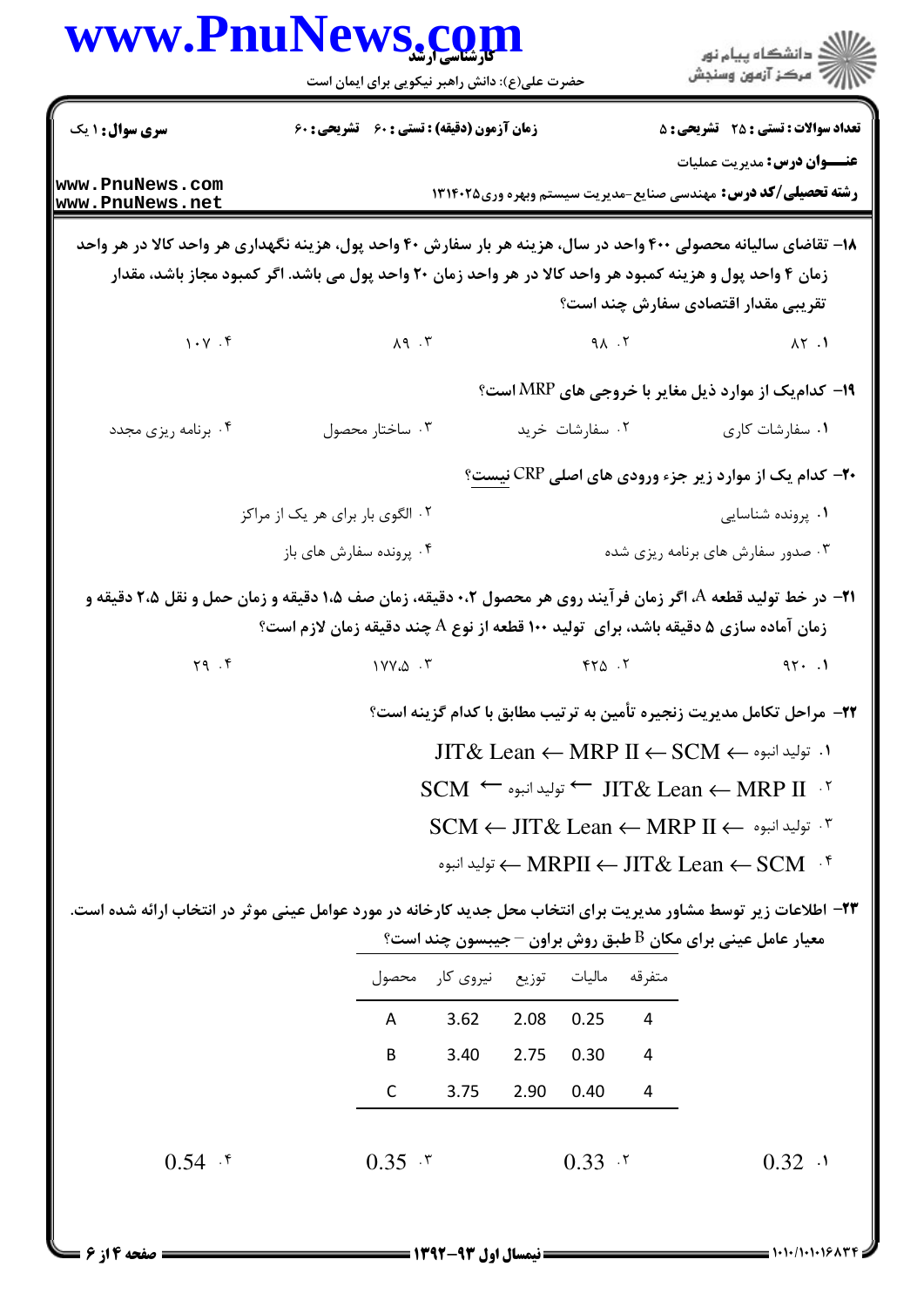**سری سوال:** ۱ یک | **زمان آزمون (دقیقه) : تستی :** ۶۰ **تشریحی :** ۶۰ | **تعداد سوالات : تستی :** ۲۵ **تشریحی :** ۵

**عنـــوان درس:** مدیریت عملیات

**رشته تحصیلی/کد درس:** مهندسی صنایع-مدیریت سیستم وبهره وری۱۳۱۴۰۲۵

۱۸- تقاضای سالیانه محصولی ۴۰۰ واحد در سال، هزینه هر بار سفارش ۴۰ واحد پول، هزینه نگهداری هر واحد کالا در هر واحد زمان ۴ واحد پول و هزینه کمبود هر واحد کالا در هر واحد زمان ۲۰ واحد پول می باشد. اگر کمبود مجاز باشد، مقدار تقریبی مقدار اقتصادی سفارش چند است؟

۱. ۸۲ ۲. ۹۸ ۳. ۸۹ ۴. ۱۰۷

۱۹- کدام‌یک از موارد ذیل مغایر با خروجی های MRP است؟

۱. سفارشات کاری ۲. سفارشات خرید ۳. ساختار محصول ۴. برنامه ریزی مجدد

۲۰- کدام یک از موارد زیر جزء ورودی های اصلی CRP نیست؟

۱. پرونده شناسایی ۲. الگوی بار برای هر یک از مراکز ۳. صدور سفارش های برنامه ریزی شده ۴. پرونده سفارش های باز

۲۱- در خط تولید قطعه A، اگر زمان فرآیند روی هر محصول ۰.۲ دقیقه، زمان صف ۱.۵ دقیقه و زمان حمل و نقل ۲.۵ دقیقه و زمان آماده سازی ۵ دقیقه باشد، برای تولید ۱۰۰ قطعه از نوع A چند دقیقه زمان لازم است؟

۱. ۹۲۰ ۲. ۴۲۵ ۳. ۱۷۷.۵ ۴. ۲۹

۲۲- مراحل تکامل مدیریت زنجیره تأمین به ترتیب مطابق با کدام گزینه است؟

۱. تولید انبوه ← SCM ← MRP II ← JIT& Lean

۲. MRP II ← JIT& Lean ← تولید انبوه ← SCM

۳. تولید انبوه ← MRP II ← JIT& Lean ← SCM

۴. SCM ← JIT& Lean ← MRPII ← تولید انبوه

۲۳- اطلاعات زیر توسط مشاور مدیریت برای انتخاب محل جدید کارخانه در مورد عوامل عینی موثر در انتخاب ارائه شده است. معیار عامل عینی برای مکان B طبق روش براون – جیبسون چند است؟

| محصول | نیروی کار | توزیع | مالیات | متفرقه |
|---|---|---|---|---|
| A | 3.62 | 2.08 | 0.25 | 4 |
| B | 3.40 | 2.75 | 0.30 | 4 |
| C | 3.75 | 2.90 | 0.40 | 4 |

۱. 0.32 ۲. 0.33 ۳. 0.35 ۴. 0.54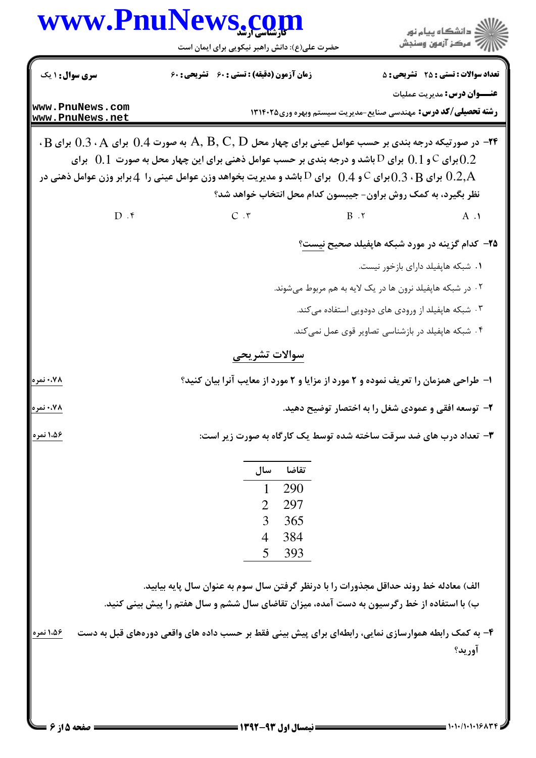**سری سوال:** ۱ یک | **زمان آزمون (دقیقه) : تستی :** ۶۰ **تشریحی :** ۶۰ | **تعداد سوالات : تستی :** ۲۵ **تشریحی :** ۵

**عنـــوان درس:** مدیریت عملیات

**رشته تحصیلی/کد درس:** مهندسی صنایع-مدیریت سیستم وبهره وری۱۳۱۴۰۲۵

۲۴- در صورتیکه درجه بندی بر حسب عوامل عینی برای چهار محل $A, B, C, D$ به صورت $0.4$ برای $A$، $0.3$ برای $B$، $0.2$برای $C$ و $0.1$ برای $D$ باشد و درجه بندی بر حسب عوامل ذهنی برای این چهار محل به صورت $0.1$ برای $0.2,A$ برای $B$، $0.3$برای $C$ و $0.4$ برای $D$ باشد و مدیریت بخواهد وزن عوامل عینی را $4$ برابر وزن عوامل ذهنی در نظر بگیرد، به کمک روش براون- جیبسون کدام محل انتخاب خواهد شد؟

۱. A　　۲. B　　۳. C　　۴. D

۲۵- کدام گزینه در مورد شبکه هاپفیلد صحیح نیست؟

۱. شبکه هاپفیلد دارای بازخور نیست.

۲. در شبکه هاپفیلد نرون ها در یک لایه به هم مربوط میشوند.

۳. شبکه هاپفیلد از ورودی های دودویی استفاده میکند.

۴. شبکه هاپفیلد در بازشناسی تصاویر قوی عمل نمیکند.

## سوالات تشریحی

۱- طراحی همزمان را تعریف نموده و ۲ مورد از مزایا و ۲ مورد از معایب آنرا بیان کنید؟ (۰.۷۸ نمره)

۲- توسعه افقی و عمودی شغل را به اختصار توضیح دهید. (۰.۷۸ نمره)

۳- تعداد درب های ضد سرقت ساخته شده توسط یک کارگاه به صورت زیر است: (۱.۵۶ نمره)

| سال | تقاضا |
|---|---|
| 1 | 290 |
| 2 | 297 |
| 3 | 365 |
| 4 | 384 |
| 5 | 393 |

الف) معادله خط روند حداقل مجذورات را با درنظر گرفتن سال سوم به عنوان سال پایه بیابید.

ب) با استفاده از خط رگرسیون به دست آمده، میزان تقاضای سال ششم و سال هفتم را پیش بینی کنید.

۴- به کمک رابطه هموارسازی نمایی، رابطهای برای پیش بینی فقط بر حسب داده های واقعی دورههای قبل به دست آورید؟ (۱.۵۶ نمره)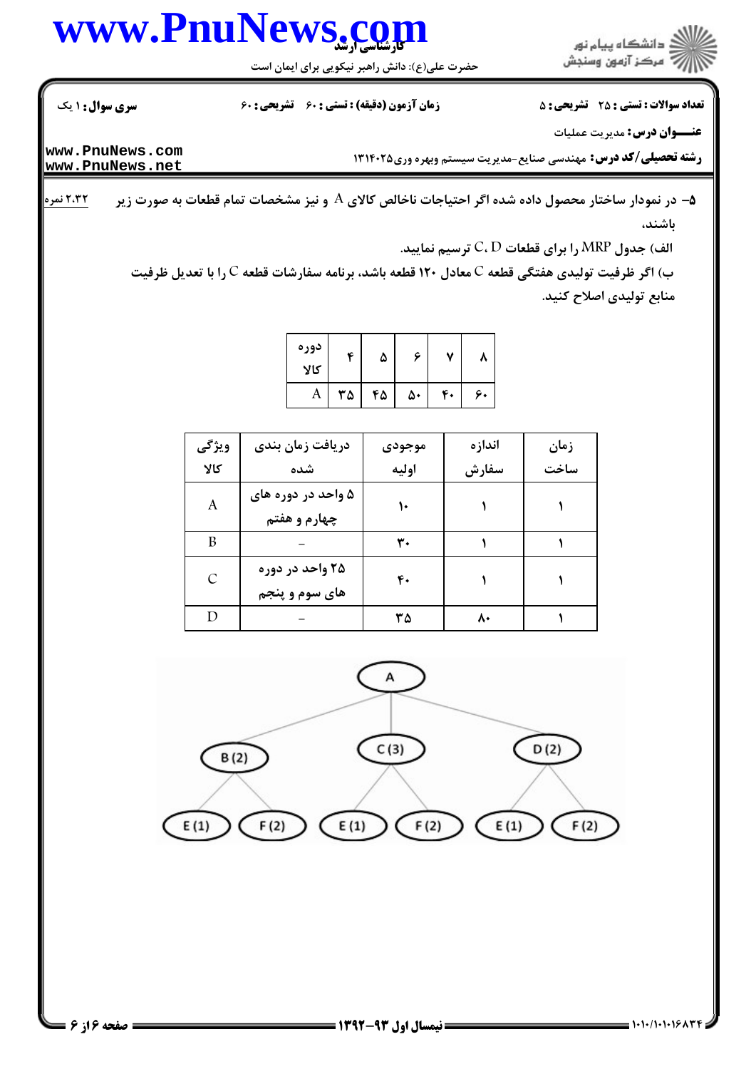۵– در نمودار ساختار محصول داده شده اگر احتیاجات ناخالص کالای A و نیز مشخصات تمام قطعات به صورت زیر باشند، ۲،۳۲ نمره

الف) جدول MRP را برای قطعات C، D ترسیم نمایید.

ب) اگر ظرفیت تولیدی هفتگی قطعه C معادل ۱۲۰ قطعه باشد، برنامه سفارشات قطعه C را با تعدیل ظرفیت منابع تولیدی اصلاح کنید.

| دوره / کالا | ۴ | ۵ | ۶ | ۷ | ۸ |
|---|---|---|---|---|---|
| A | ۳۵ | ۴۵ | ۵۰ | ۴۰ | ۶۰ |

| ویژگی کالا | دریافت زمان بندی شده | موجودی اولیه | اندازه سفارش | زمان ساخت |
|---|---|---|---|---|
| A | ۵ واحد در دوره های چهارم و هفتم | ۱۰ | ۱ | ۱ |
| B | – | ۳۰ | ۱ | ۱ |
| C | ۲۵ واحد در دوره های سوم و پنجم | ۴۰ | ۱ | ۱ |
| D | – | ۳۵ | ۸۰ | ۱ |

A

B (2)

C (3)

D (2)

E (1)

F (2)

E (1)

F (2)

E (1)

F (2)